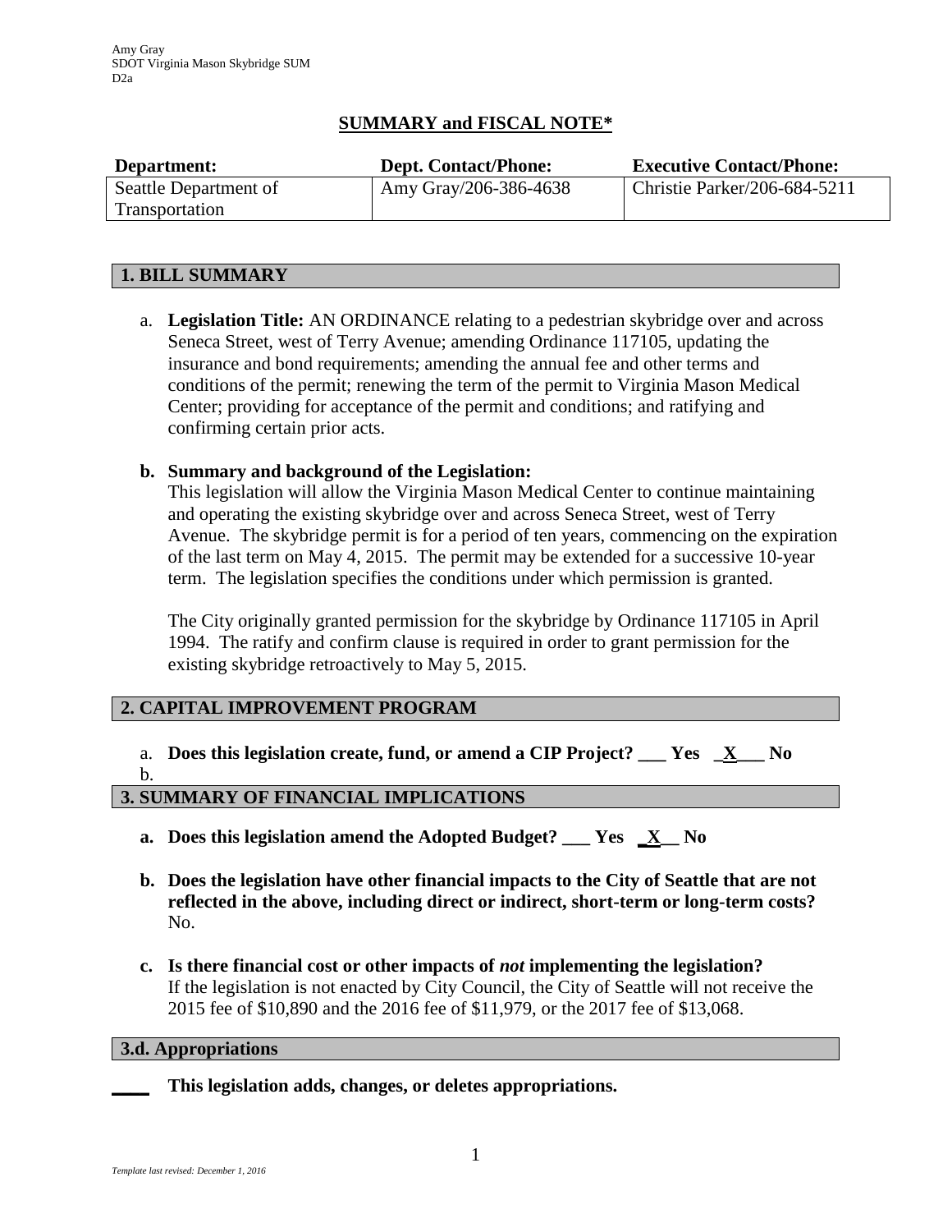Amy Gray
SDOT Virginia Mason Skybridge SUM
D2a

## SUMMARY and FISCAL NOTE*

| Department: | Dept. Contact/Phone: | Executive Contact/Phone: |
| --- | --- | --- |
| Seattle Department of Transportation | Amy Gray/206-386-4638 | Christie Parker/206-684-5211 |

### 1. BILL SUMMARY

a. **Legislation Title:** AN ORDINANCE relating to a pedestrian skybridge over and across Seneca Street, west of Terry Avenue; amending Ordinance 117105, updating the insurance and bond requirements; amending the annual fee and other terms and conditions of the permit; renewing the term of the permit to Virginia Mason Medical Center; providing for acceptance of the permit and conditions; and ratifying and confirming certain prior acts.

**b. Summary and background of the Legislation:**
This legislation will allow the Virginia Mason Medical Center to continue maintaining and operating the existing skybridge over and across Seneca Street, west of Terry Avenue. The skybridge permit is for a period of ten years, commencing on the expiration of the last term on May 4, 2015. The permit may be extended for a successive 10-year term. The legislation specifies the conditions under which permission is granted.

The City originally granted permission for the skybridge by Ordinance 117105 in April 1994. The ratify and confirm clause is required in order to grant permission for the existing skybridge retroactively to May 5, 2015.

### 2. CAPITAL IMPROVEMENT PROGRAM

a. **Does this legislation create, fund, or amend a CIP Project? ___ Yes _X___ No**
b.

### 3. SUMMARY OF FINANCIAL IMPLICATIONS

**a. Does this legislation amend the Adopted Budget? ___ Yes _X__ No**

**b. Does the legislation have other financial impacts to the City of Seattle that are not reflected in the above, including direct or indirect, short-term or long-term costs?**
No.

**c. Is there financial cost or other impacts of *not* implementing the legislation?**
If the legislation is not enacted by City Council, the City of Seattle will not receive the 2015 fee of $10,890 and the 2016 fee of $11,979, or the 2017 fee of $13,068.

### 3.d. Appropriations

____ **This legislation adds, changes, or deletes appropriations.**

*Template last revised: December 1, 2016*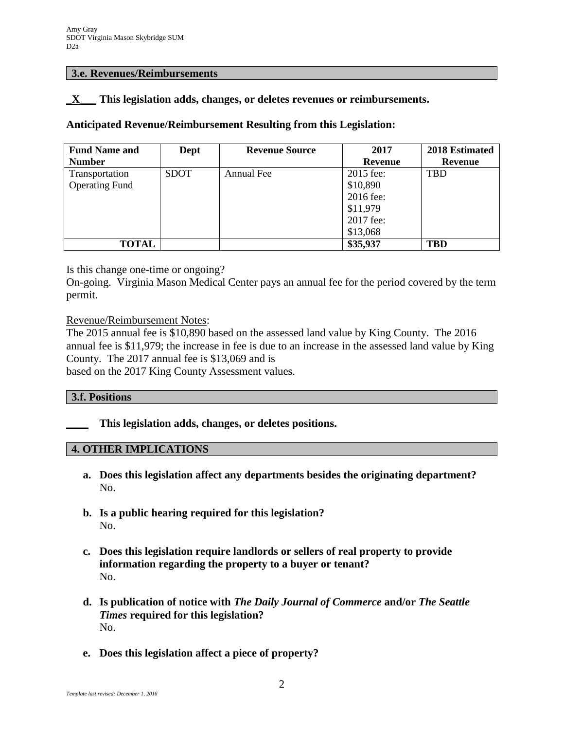## 3.e. Revenues/Reimbursements

**_X___ This legislation adds, changes, or deletes revenues or reimbursements.**

**Anticipated Revenue/Reimbursement Resulting from this Legislation:**

| Fund Name and Number | Dept | Revenue Source | 2017 Revenue | 2018 Estimated Revenue |
|---|---|---|---|---|
| Transportation Operating Fund | SDOT | Annual Fee | 2015 fee: $10,890 2016 fee: $11,979 2017 fee: $13,068 | TBD |
| **TOTAL** | | | **$35,937** | **TBD** |

Is this change one-time or ongoing?
On-going. Virginia Mason Medical Center pays an annual fee for the period covered by the term permit.

Revenue/Reimbursement Notes:
The 2015 annual fee is $10,890 based on the assessed land value by King County. The 2016 annual fee is $11,979; the increase in fee is due to an increase in the assessed land value by King County. The 2017 annual fee is $13,069 and is
based on the 2017 King County Assessment values.

## 3.f. Positions

**____ This legislation adds, changes, or deletes positions.**

## 4. OTHER IMPLICATIONS

a. **Does this legislation affect any departments besides the originating department?**
   No.

b. **Is a public hearing required for this legislation?**
   No.

c. **Does this legislation require landlords or sellers of real property to provide information regarding the property to a buyer or tenant?**
   No.

d. **Is publication of notice with *The Daily Journal of Commerce* and/or *The Seattle Times* required for this legislation?**
   No.

e. **Does this legislation affect a piece of property?**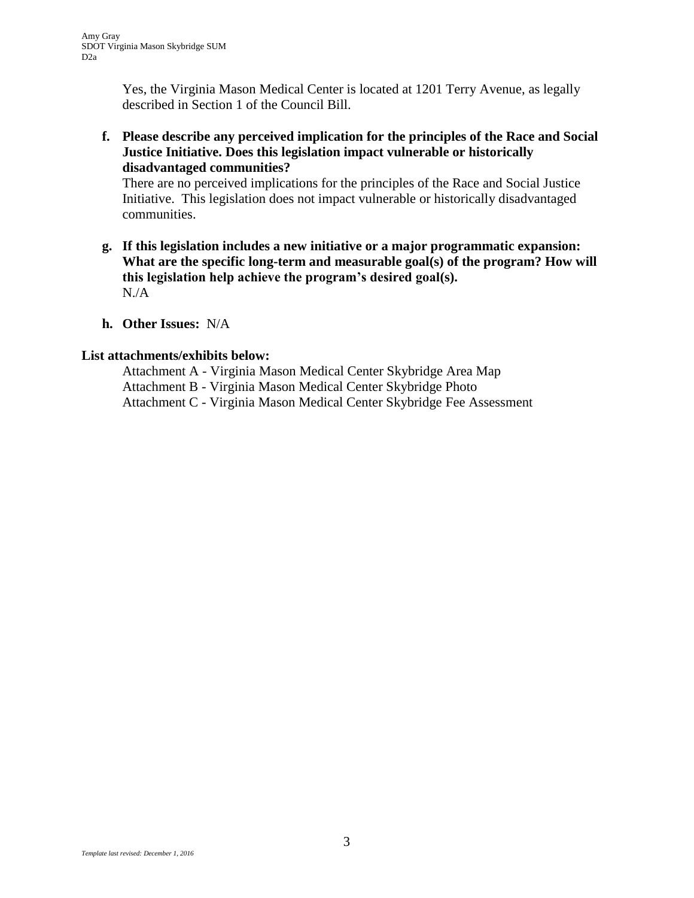Yes, the Virginia Mason Medical Center is located at 1201 Terry Avenue, as legally described in Section 1 of the Council Bill.

**f. Please describe any perceived implication for the principles of the Race and Social Justice Initiative. Does this legislation impact vulnerable or historically disadvantaged communities?**

There are no perceived implications for the principles of the Race and Social Justice Initiative. This legislation does not impact vulnerable or historically disadvantaged communities.

**g. If this legislation includes a new initiative or a major programmatic expansion: What are the specific long-term and measurable goal(s) of the program? How will this legislation help achieve the program's desired goal(s).**

N./A

**h. Other Issues:** N/A

**List attachments/exhibits below:**

Attachment A - Virginia Mason Medical Center Skybridge Area Map
Attachment B - Virginia Mason Medical Center Skybridge Photo
Attachment C - Virginia Mason Medical Center Skybridge Fee Assessment